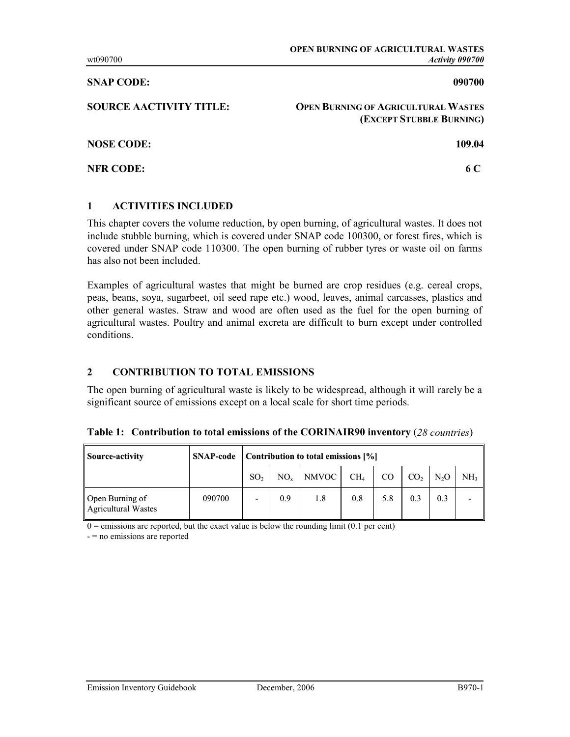**SNAP CODE:** 090700

**SOURCE AACTIVITY TITLE:** OPEN BURNING OF AGRICULTURAL WASTES (EXCEPT STUBBLE BURNING)

**NOSE CODE:** 109.04

**NFR CODE:** 6 C

## 1 ACTIVITIES INCLUDED

This chapter covers the volume reduction, by open burning, of agricultural wastes. It does not include stubble burning, which is covered under SNAP code 100300, or forest fires, which is covered under SNAP code 110300. The open burning of rubber tyres or waste oil on farms has also not been included.

Examples of agricultural wastes that might be burned are crop residues (e.g. cereal crops, peas, beans, soya, sugarbeet, oil seed rape etc.) wood, leaves, animal carcasses, plastics and other general wastes. Straw and wood are often used as the fuel for the open burning of agricultural wastes. Poultry and animal excreta are difficult to burn except under controlled conditions.

## 2 CONTRIBUTION TO TOTAL EMISSIONS

The open burning of agricultural waste is likely to be widespread, although it will rarely be a significant source of emissions except on a local scale for short time periods.

**Table 1: Contribution to total emissions of the CORINAIR90 inventory** (*28 countries*)

| Source-activity | SNAP-code | Contribution to total emissions [%] | | | | | | | |
|---|---|---|---|---|---|---|---|---|---|
| | | $SO_2$ | $NO_x$ | NMVOC | $CH_4$ | CO | $CO_2$ | $N_2O$ | $NH_3$ |
| Open Burning of Agricultural Wastes | 090700 | - | 0.9 | 1.8 | 0.8 | 5.8 | 0.3 | 0.3 | - |

0 = emissions are reported, but the exact value is below the rounding limit (0.1 per cent)

- = no emissions are reported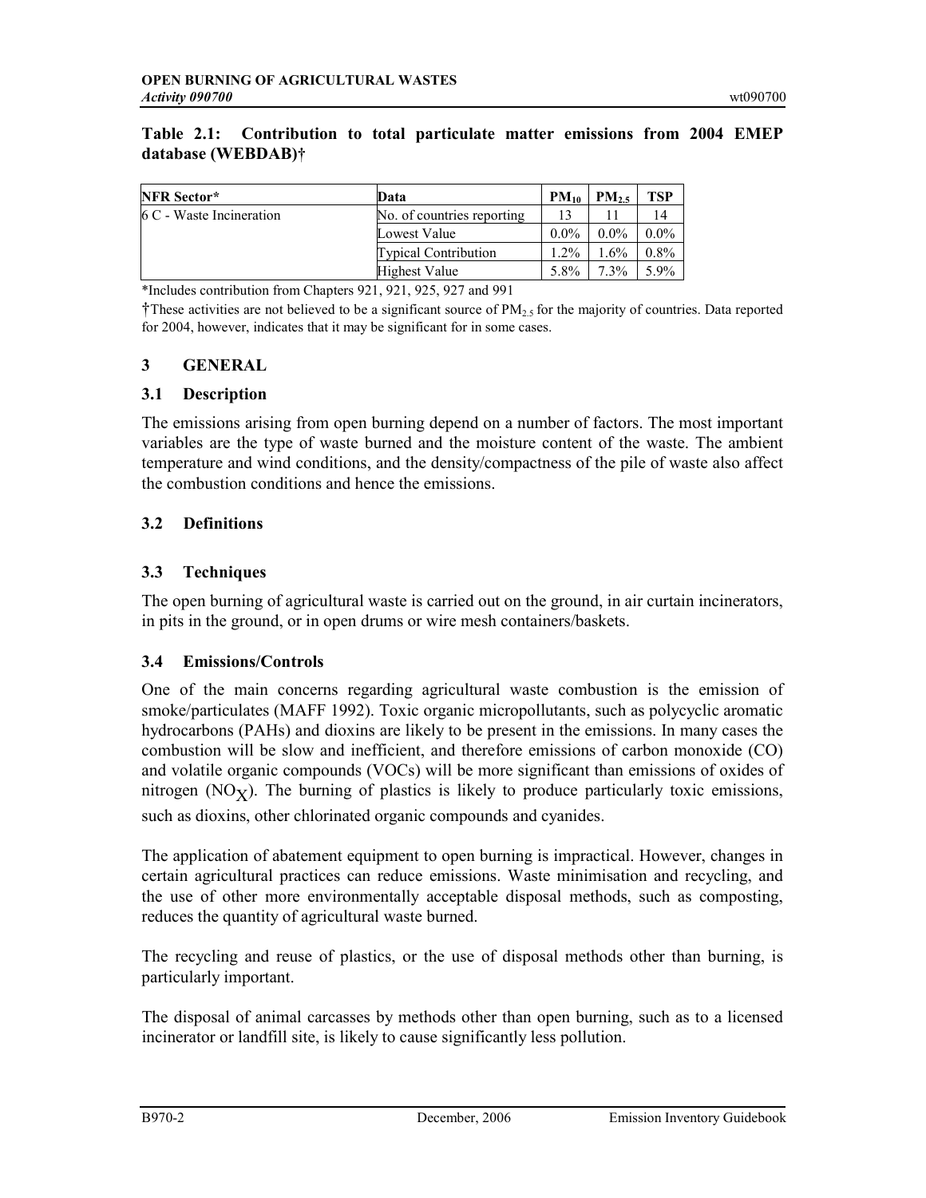**Table 2.1: Contribution to total particulate matter emissions from 2004 EMEP database (WEBDAB)†**

| NFR Sector* | Data | $PM_{10}$ | $PM_{2.5}$ | TSP |
|---|---|---|---|---|
| 6 C - Waste Incineration | No. of countries reporting | 13 | 11 | 14 |
| | Lowest Value | 0.0% | 0.0% | 0.0% |
| | Typical Contribution | 1.2% | 1.6% | 0.8% |
| | Highest Value | 5.8% | 7.3% | 5.9% |

*Includes contribution from Chapters 921, 921, 925, 927 and 991

†These activities are not believed to be a significant source of $PM_{2.5}$ for the majority of countries. Data reported for 2004, however, indicates that it may be significant for in some cases.

## 3 GENERAL

### 3.1 Description

The emissions arising from open burning depend on a number of factors. The most important variables are the type of waste burned and the moisture content of the waste. The ambient temperature and wind conditions, and the density/compactness of the pile of waste also affect the combustion conditions and hence the emissions.

### 3.2 Definitions

### 3.3 Techniques

The open burning of agricultural waste is carried out on the ground, in air curtain incinerators, in pits in the ground, or in open drums or wire mesh containers/baskets.

### 3.4 Emissions/Controls

One of the main concerns regarding agricultural waste combustion is the emission of smoke/particulates (MAFF 1992). Toxic organic micropollutants, such as polycyclic aromatic hydrocarbons (PAHs) and dioxins are likely to be present in the emissions. In many cases the combustion will be slow and inefficient, and therefore emissions of carbon monoxide (CO) and volatile organic compounds (VOCs) will be more significant than emissions of oxides of nitrogen ($NO_X$). The burning of plastics is likely to produce particularly toxic emissions, such as dioxins, other chlorinated organic compounds and cyanides.

The application of abatement equipment to open burning is impractical. However, changes in certain agricultural practices can reduce emissions. Waste minimisation and recycling, and the use of other more environmentally acceptable disposal methods, such as composting, reduces the quantity of agricultural waste burned.

The recycling and reuse of plastics, or the use of disposal methods other than burning, is particularly important.

The disposal of animal carcasses by methods other than open burning, such as to a licensed incinerator or landfill site, is likely to cause significantly less pollution.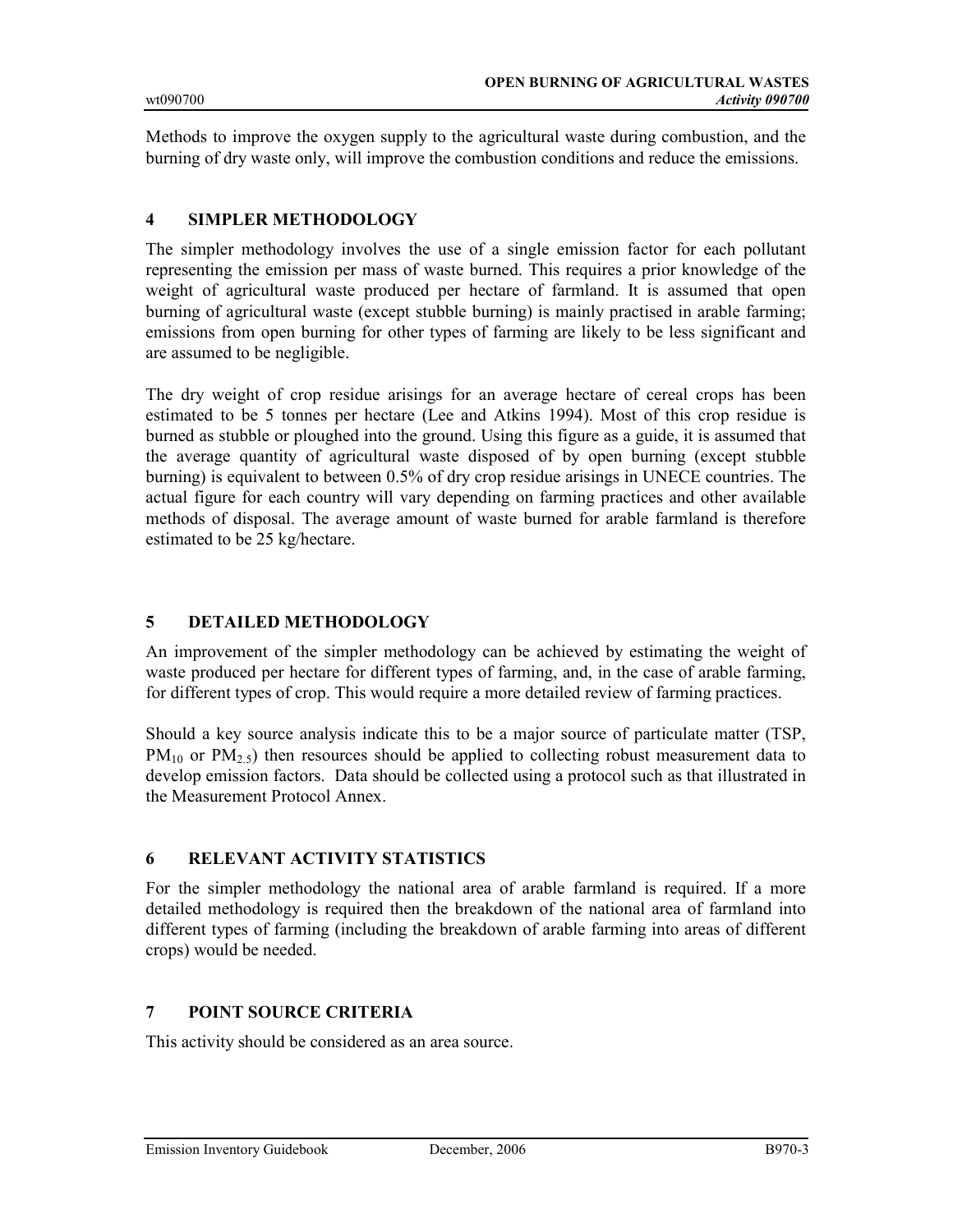Methods to improve the oxygen supply to the agricultural waste during combustion, and the burning of dry waste only, will improve the combustion conditions and reduce the emissions.

## 4 SIMPLER METHODOLOGY

The simpler methodology involves the use of a single emission factor for each pollutant representing the emission per mass of waste burned. This requires a prior knowledge of the weight of agricultural waste produced per hectare of farmland. It is assumed that open burning of agricultural waste (except stubble burning) is mainly practised in arable farming; emissions from open burning for other types of farming are likely to be less significant and are assumed to be negligible.

The dry weight of crop residue arisings for an average hectare of cereal crops has been estimated to be 5 tonnes per hectare (Lee and Atkins 1994). Most of this crop residue is burned as stubble or ploughed into the ground. Using this figure as a guide, it is assumed that the average quantity of agricultural waste disposed of by open burning (except stubble burning) is equivalent to between 0.5% of dry crop residue arisings in UNECE countries. The actual figure for each country will vary depending on farming practices and other available methods of disposal. The average amount of waste burned for arable farmland is therefore estimated to be 25 kg/hectare.

## 5 DETAILED METHODOLOGY

An improvement of the simpler methodology can be achieved by estimating the weight of waste produced per hectare for different types of farming, and, in the case of arable farming, for different types of crop. This would require a more detailed review of farming practices.

Should a key source analysis indicate this to be a major source of particulate matter (TSP, $PM_{10}$ or $PM_{2.5}$) then resources should be applied to collecting robust measurement data to develop emission factors. Data should be collected using a protocol such as that illustrated in the Measurement Protocol Annex.

## 6 RELEVANT ACTIVITY STATISTICS

For the simpler methodology the national area of arable farmland is required. If a more detailed methodology is required then the breakdown of the national area of farmland into different types of farming (including the breakdown of arable farming into areas of different crops) would be needed.

## 7 POINT SOURCE CRITERIA

This activity should be considered as an area source.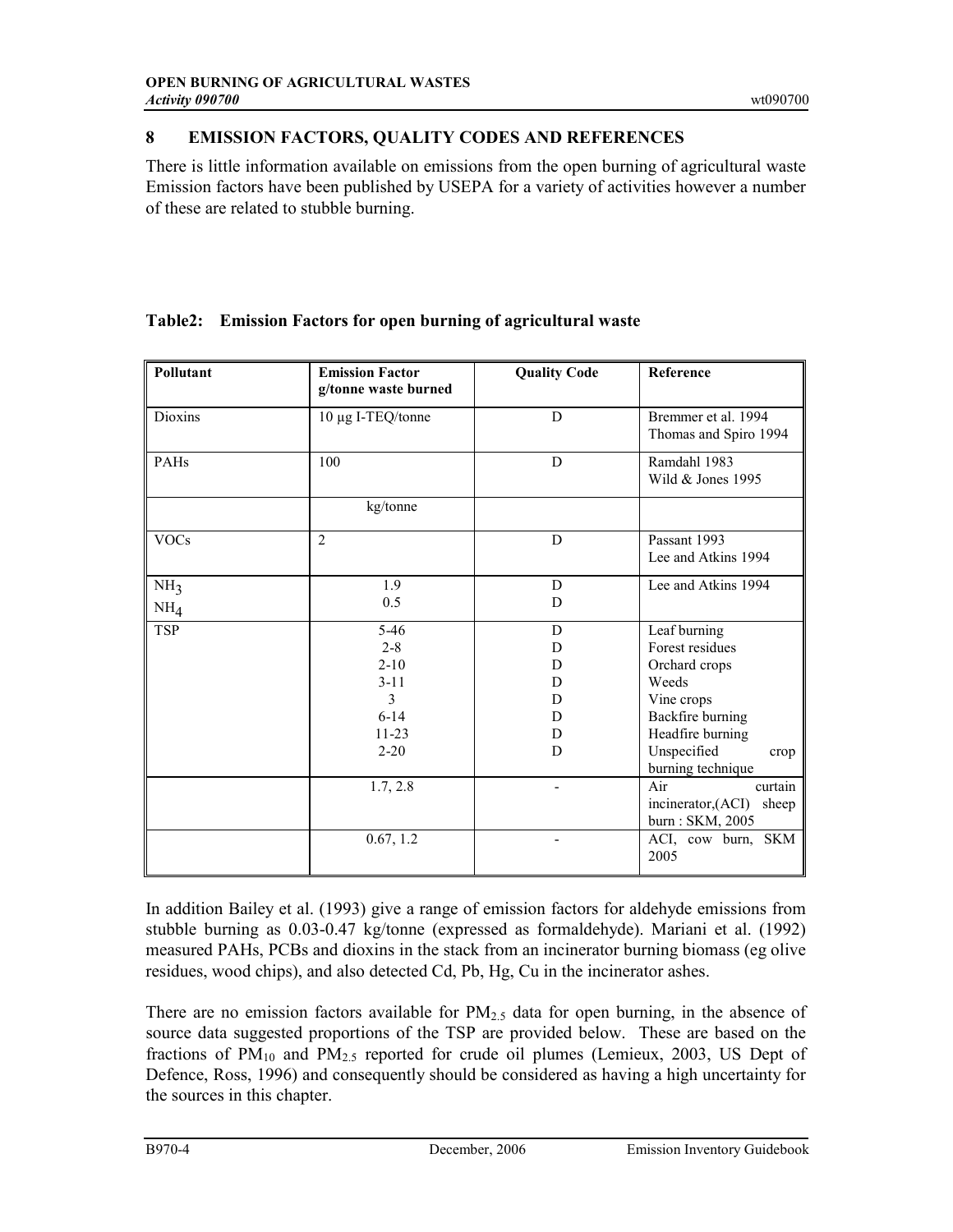## 8 EMISSION FACTORS, QUALITY CODES AND REFERENCES

There is little information available on emissions from the open burning of agricultural waste Emission factors have been published by USEPA for a variety of activities however a number of these are related to stubble burning.

**Table2: Emission Factors for open burning of agricultural waste**

| Pollutant | Emission Factor g/tonne waste burned | Quality Code | Reference |
|---|---|---|---|
| Dioxins | 10 µg I-TEQ/tonne | D | Bremmer et al. 1994<br>Thomas and Spiro 1994 |
| PAHs | 100 | D | Ramdahl 1983<br>Wild & Jones 1995 |
| | kg/tonne | | |
| VOCs | 2 | D | Passant 1993<br>Lee and Atkins 1994 |
| $NH_3$<br>$NH_4$ | 1.9<br>0.5 | D<br>D | Lee and Atkins 1994 |
| TSP | 5-46<br>2-8<br>2-10<br>3-11<br>3<br>6-14<br>11-23<br>2-20 | D<br>D<br>D<br>D<br>D<br>D<br>D<br>D | Leaf burning<br>Forest residues<br>Orchard crops<br>Weeds<br>Vine crops<br>Backfire burning<br>Headfire burning<br>Unspecified crop burning technique |
| | 1.7, 2.8 | - | Air curtain incinerator,(ACI) sheep burn : SKM, 2005 |
| | 0.67, 1.2 | - | ACI, cow burn, SKM 2005 |

In addition Bailey et al. (1993) give a range of emission factors for aldehyde emissions from stubble burning as 0.03-0.47 kg/tonne (expressed as formaldehyde). Mariani et al. (1992) measured PAHs, PCBs and dioxins in the stack from an incinerator burning biomass (eg olive residues, wood chips), and also detected Cd, Pb, Hg, Cu in the incinerator ashes.

There are no emission factors available for $PM_{2.5}$ data for open burning, in the absence of source data suggested proportions of the TSP are provided below. These are based on the fractions of $PM_{10}$ and $PM_{2.5}$ reported for crude oil plumes (Lemieux, 2003, US Dept of Defence, Ross, 1996) and consequently should be considered as having a high uncertainty for the sources in this chapter.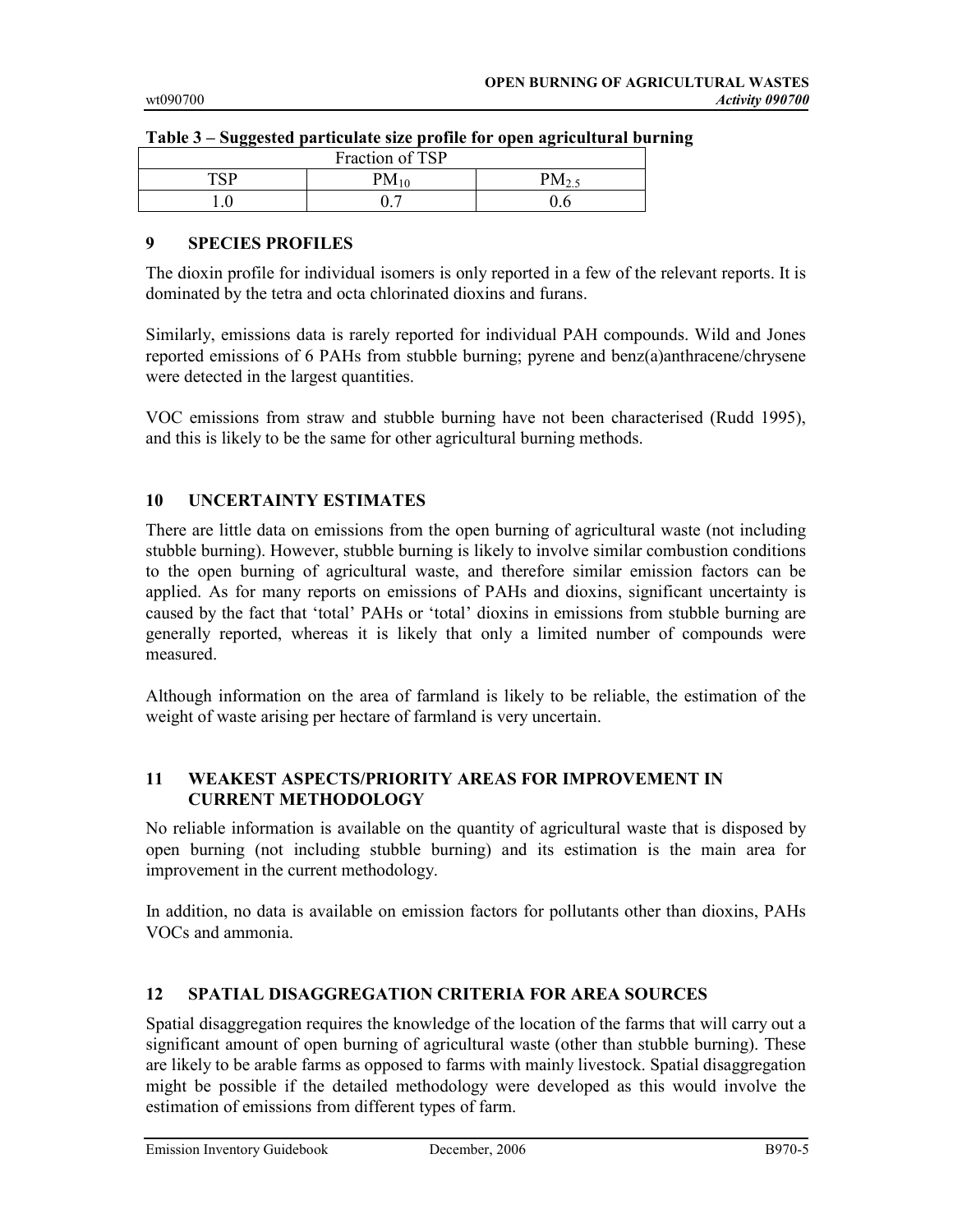**Table 3 – Suggested particulate size profile for open agricultural burning**

| Fraction of TSP | | |
|---|---|---|
| TSP | $PM_{10}$ | $PM_{2.5}$ |
| 1.0 | 0.7 | 0.6 |

## 9 SPECIES PROFILES

The dioxin profile for individual isomers is only reported in a few of the relevant reports. It is dominated by the tetra and octa chlorinated dioxins and furans.

Similarly, emissions data is rarely reported for individual PAH compounds. Wild and Jones reported emissions of 6 PAHs from stubble burning; pyrene and benz(a)anthracene/chrysene were detected in the largest quantities.

VOC emissions from straw and stubble burning have not been characterised (Rudd 1995), and this is likely to be the same for other agricultural burning methods.

## 10 UNCERTAINTY ESTIMATES

There are little data on emissions from the open burning of agricultural waste (not including stubble burning). However, stubble burning is likely to involve similar combustion conditions to the open burning of agricultural waste, and therefore similar emission factors can be applied. As for many reports on emissions of PAHs and dioxins, significant uncertainty is caused by the fact that 'total' PAHs or 'total' dioxins in emissions from stubble burning are generally reported, whereas it is likely that only a limited number of compounds were measured.

Although information on the area of farmland is likely to be reliable, the estimation of the weight of waste arising per hectare of farmland is very uncertain.

## 11 WEAKEST ASPECTS/PRIORITY AREAS FOR IMPROVEMENT IN CURRENT METHODOLOGY

No reliable information is available on the quantity of agricultural waste that is disposed by open burning (not including stubble burning) and its estimation is the main area for improvement in the current methodology.

In addition, no data is available on emission factors for pollutants other than dioxins, PAHs VOCs and ammonia.

## 12 SPATIAL DISAGGREGATION CRITERIA FOR AREA SOURCES

Spatial disaggregation requires the knowledge of the location of the farms that will carry out a significant amount of open burning of agricultural waste (other than stubble burning). These are likely to be arable farms as opposed to farms with mainly livestock. Spatial disaggregation might be possible if the detailed methodology were developed as this would involve the estimation of emissions from different types of farm.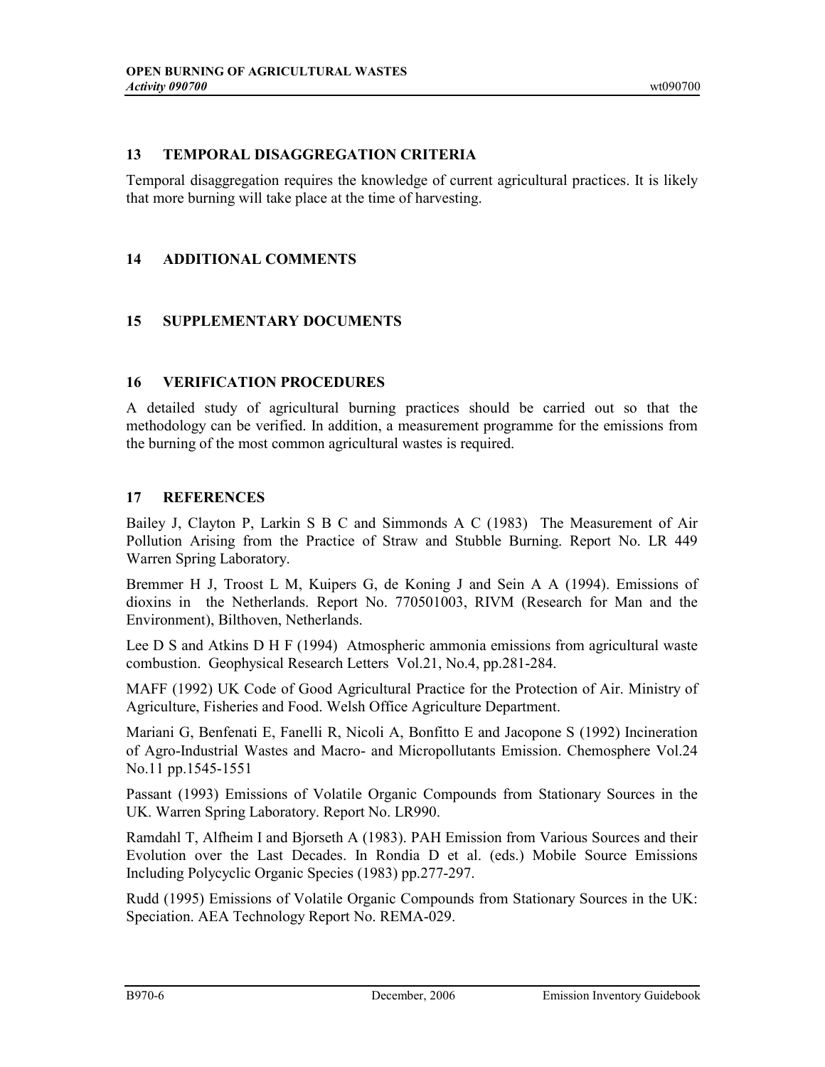## 13 TEMPORAL DISAGGREGATION CRITERIA

Temporal disaggregation requires the knowledge of current agricultural practices. It is likely that more burning will take place at the time of harvesting.

## 14 ADDITIONAL COMMENTS

## 15 SUPPLEMENTARY DOCUMENTS

## 16 VERIFICATION PROCEDURES

A detailed study of agricultural burning practices should be carried out so that the methodology can be verified. In addition, a measurement programme for the emissions from the burning of the most common agricultural wastes is required.

## 17 REFERENCES

Bailey J, Clayton P, Larkin S B C and Simmonds A C (1983) The Measurement of Air Pollution Arising from the Practice of Straw and Stubble Burning. Report No. LR 449 Warren Spring Laboratory.

Bremmer H J, Troost L M, Kuipers G, de Koning J and Sein A A (1994). Emissions of dioxins in the Netherlands. Report No. 770501003, RIVM (Research for Man and the Environment), Bilthoven, Netherlands.

Lee D S and Atkins D H F (1994) Atmospheric ammonia emissions from agricultural waste combustion. Geophysical Research Letters Vol.21, No.4, pp.281-284.

MAFF (1992) UK Code of Good Agricultural Practice for the Protection of Air. Ministry of Agriculture, Fisheries and Food. Welsh Office Agriculture Department.

Mariani G, Benfenati E, Fanelli R, Nicoli A, Bonfitto E and Jacopone S (1992) Incineration of Agro-Industrial Wastes and Macro- and Micropollutants Emission. Chemosphere Vol.24 No.11 pp.1545-1551

Passant (1993) Emissions of Volatile Organic Compounds from Stationary Sources in the UK. Warren Spring Laboratory. Report No. LR990.

Ramdahl T, Alfheim I and Bjorseth A (1983). PAH Emission from Various Sources and their Evolution over the Last Decades. In Rondia D et al. (eds.) Mobile Source Emissions Including Polycyclic Organic Species (1983) pp.277-297.

Rudd (1995) Emissions of Volatile Organic Compounds from Stationary Sources in the UK: Speciation. AEA Technology Report No. REMA-029.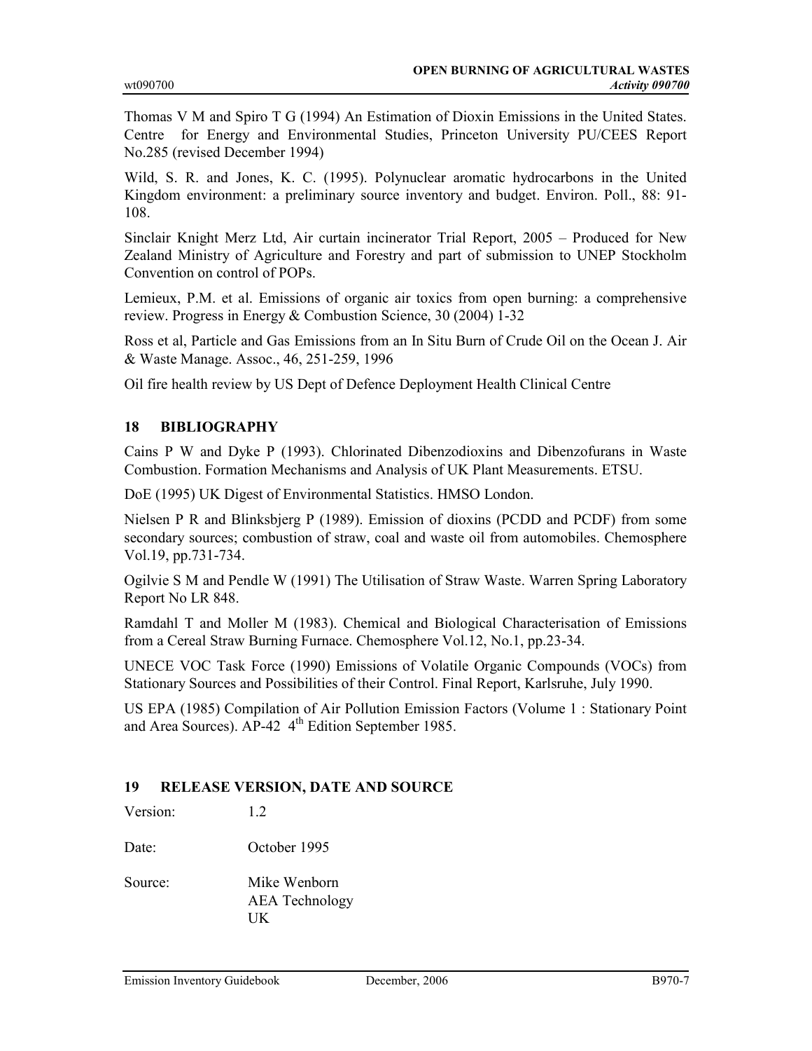Thomas V M and Spiro T G (1994) An Estimation of Dioxin Emissions in the United States. Centre for Energy and Environmental Studies, Princeton University PU/CEES Report No.285 (revised December 1994)

Wild, S. R. and Jones, K. C. (1995). Polynuclear aromatic hydrocarbons in the United Kingdom environment: a preliminary source inventory and budget. Environ. Poll., 88: 91-108.

Sinclair Knight Merz Ltd, Air curtain incinerator Trial Report, 2005 – Produced for New Zealand Ministry of Agriculture and Forestry and part of submission to UNEP Stockholm Convention on control of POPs.

Lemieux, P.M. et al. Emissions of organic air toxics from open burning: a comprehensive review. Progress in Energy & Combustion Science, 30 (2004) 1-32

Ross et al, Particle and Gas Emissions from an In Situ Burn of Crude Oil on the Ocean J. Air & Waste Manage. Assoc., 46, 251-259, 1996

Oil fire health review by US Dept of Defence Deployment Health Clinical Centre

## 18 BIBLIOGRAPHY

Cains P W and Dyke P (1993). Chlorinated Dibenzodioxins and Dibenzofurans in Waste Combustion. Formation Mechanisms and Analysis of UK Plant Measurements. ETSU.

DoE (1995) UK Digest of Environmental Statistics. HMSO London.

Nielsen P R and Blinksbjerg P (1989). Emission of dioxins (PCDD and PCDF) from some secondary sources; combustion of straw, coal and waste oil from automobiles. Chemosphere Vol.19, pp.731-734.

Ogilvie S M and Pendle W (1991) The Utilisation of Straw Waste. Warren Spring Laboratory Report No LR 848.

Ramdahl T and Moller M (1983). Chemical and Biological Characterisation of Emissions from a Cereal Straw Burning Furnace. Chemosphere Vol.12, No.1, pp.23-34.

UNECE VOC Task Force (1990) Emissions of Volatile Organic Compounds (VOCs) from Stationary Sources and Possibilities of their Control. Final Report, Karlsruhe, July 1990.

US EPA (1985) Compilation of Air Pollution Emission Factors (Volume 1 : Stationary Point and Area Sources). AP-42 4th Edition September 1985.

## 19 RELEASE VERSION, DATE AND SOURCE

Version: 1.2

Date: October 1995

Source: Mike Wenborn
AEA Technology
UK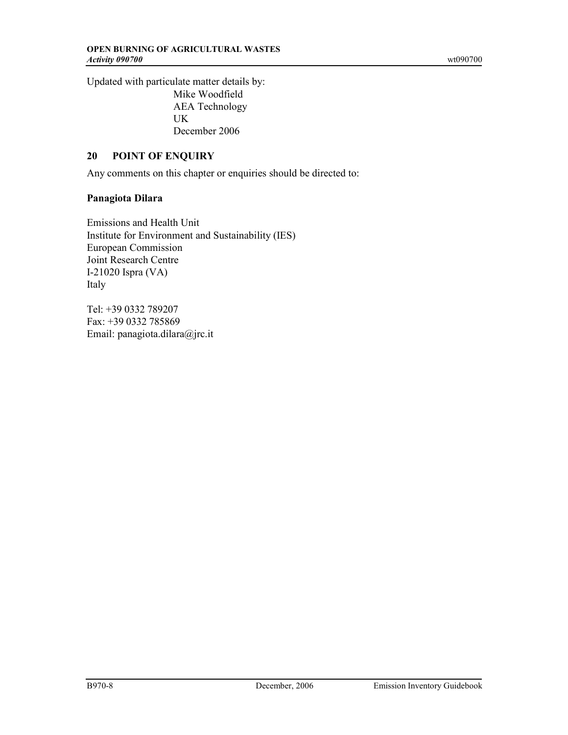Updated with particulate matter details by:

Mike Woodfield
AEA Technology
UK
December 2006

## 20 POINT OF ENQUIRY

Any comments on this chapter or enquiries should be directed to:

**Panagiota Dilara**

Emissions and Health Unit
Institute for Environment and Sustainability (IES)
European Commission
Joint Research Centre
I-21020 Ispra (VA)
Italy

Tel: +39 0332 789207
Fax: +39 0332 785869
Email: panagiota.dilara@jrc.it